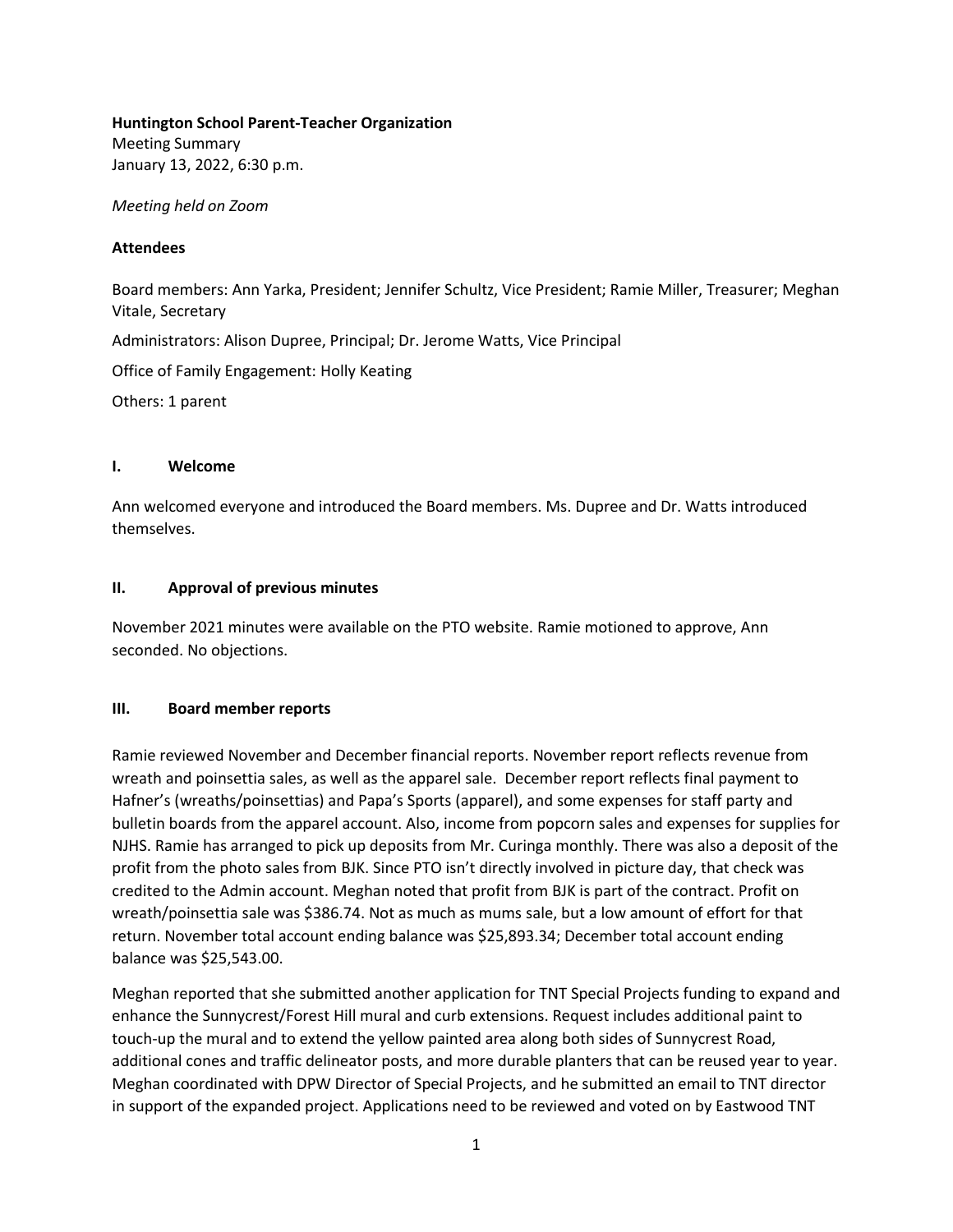**Huntington School Parent-Teacher Organization**
Meeting Summary
January 13, 2022, 6:30 p.m.

*Meeting held on Zoom*

**Attendees**

Board members: Ann Yarka, President; Jennifer Schultz, Vice President; Ramie Miller, Treasurer; Meghan Vitale, Secretary

Administrators: Alison Dupree, Principal; Dr. Jerome Watts, Vice Principal

Office of Family Engagement: Holly Keating

Others: 1 parent

## I. Welcome

Ann welcomed everyone and introduced the Board members. Ms. Dupree and Dr. Watts introduced themselves.

## II. Approval of previous minutes

November 2021 minutes were available on the PTO website. Ramie motioned to approve, Ann seconded. No objections.

## III. Board member reports

Ramie reviewed November and December financial reports. November report reflects revenue from wreath and poinsettia sales, as well as the apparel sale. December report reflects final payment to Hafner's (wreaths/poinsettias) and Papa's Sports (apparel), and some expenses for staff party and bulletin boards from the apparel account. Also, income from popcorn sales and expenses for supplies for NJHS. Ramie has arranged to pick up deposits from Mr. Curinga monthly. There was also a deposit of the profit from the photo sales from BJK. Since PTO isn't directly involved in picture day, that check was credited to the Admin account. Meghan noted that profit from BJK is part of the contract. Profit on wreath/poinsettia sale was $386.74. Not as much as mums sale, but a low amount of effort for that return. November total account ending balance was $25,893.34; December total account ending balance was $25,543.00.

Meghan reported that she submitted another application for TNT Special Projects funding to expand and enhance the Sunnycrest/Forest Hill mural and curb extensions. Request includes additional paint to touch-up the mural and to extend the yellow painted area along both sides of Sunnycrest Road, additional cones and traffic delineator posts, and more durable planters that can be reused year to year. Meghan coordinated with DPW Director of Special Projects, and he submitted an email to TNT director in support of the expanded project. Applications need to be reviewed and voted on by Eastwood TNT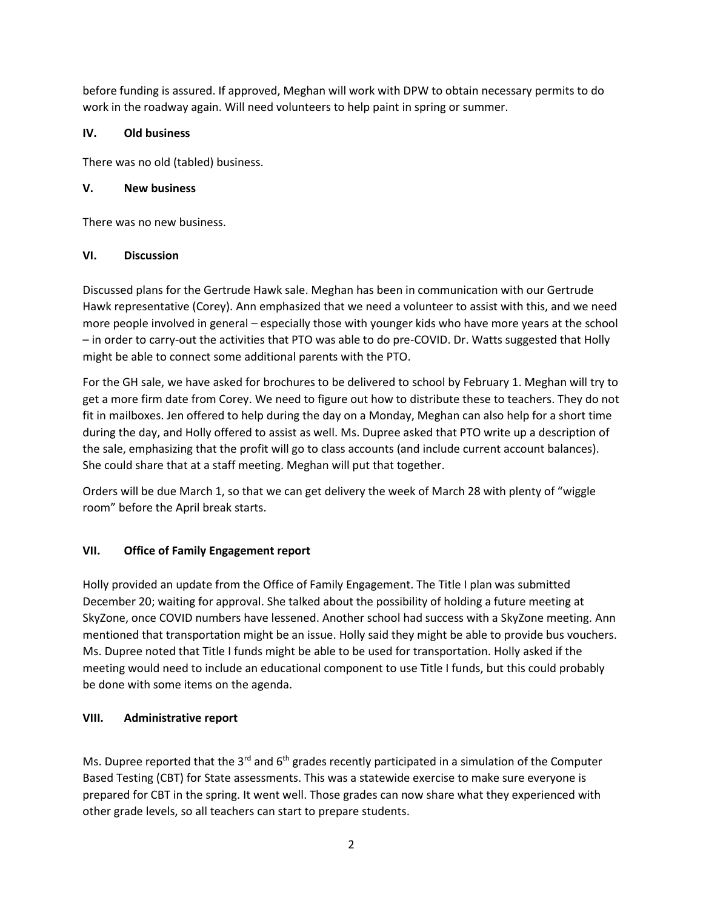before funding is assured. If approved, Meghan will work with DPW to obtain necessary permits to do work in the roadway again. Will need volunteers to help paint in spring or summer.

### IV. Old business

There was no old (tabled) business.

### V. New business

There was no new business.

### VI. Discussion

Discussed plans for the Gertrude Hawk sale. Meghan has been in communication with our Gertrude Hawk representative (Corey). Ann emphasized that we need a volunteer to assist with this, and we need more people involved in general – especially those with younger kids who have more years at the school – in order to carry-out the activities that PTO was able to do pre-COVID. Dr. Watts suggested that Holly might be able to connect some additional parents with the PTO.

For the GH sale, we have asked for brochures to be delivered to school by February 1. Meghan will try to get a more firm date from Corey. We need to figure out how to distribute these to teachers. They do not fit in mailboxes. Jen offered to help during the day on a Monday, Meghan can also help for a short time during the day, and Holly offered to assist as well. Ms. Dupree asked that PTO write up a description of the sale, emphasizing that the profit will go to class accounts (and include current account balances). She could share that at a staff meeting. Meghan will put that together.

Orders will be due March 1, so that we can get delivery the week of March 28 with plenty of "wiggle room" before the April break starts.

### VII. Office of Family Engagement report

Holly provided an update from the Office of Family Engagement. The Title I plan was submitted December 20; waiting for approval. She talked about the possibility of holding a future meeting at SkyZone, once COVID numbers have lessened. Another school had success with a SkyZone meeting. Ann mentioned that transportation might be an issue. Holly said they might be able to provide bus vouchers. Ms. Dupree noted that Title I funds might be able to be used for transportation. Holly asked if the meeting would need to include an educational component to use Title I funds, but this could probably be done with some items on the agenda.

### VIII. Administrative report

Ms. Dupree reported that the 3rd and 6th grades recently participated in a simulation of the Computer Based Testing (CBT) for State assessments. This was a statewide exercise to make sure everyone is prepared for CBT in the spring. It went well. Those grades can now share what they experienced with other grade levels, so all teachers can start to prepare students.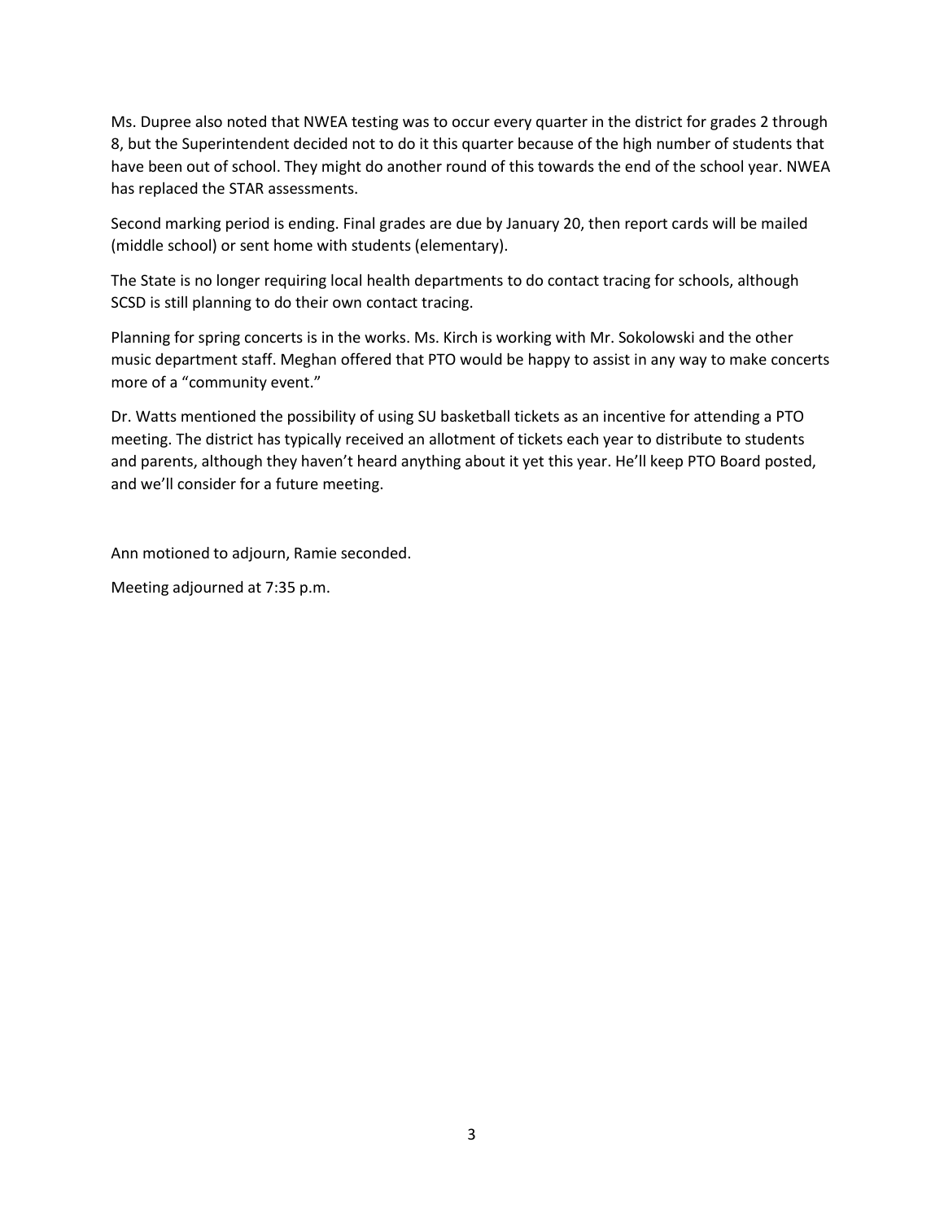Ms. Dupree also noted that NWEA testing was to occur every quarter in the district for grades 2 through 8, but the Superintendent decided not to do it this quarter because of the high number of students that have been out of school. They might do another round of this towards the end of the school year. NWEA has replaced the STAR assessments.

Second marking period is ending. Final grades are due by January 20, then report cards will be mailed (middle school) or sent home with students (elementary).

The State is no longer requiring local health departments to do contact tracing for schools, although SCSD is still planning to do their own contact tracing.

Planning for spring concerts is in the works. Ms. Kirch is working with Mr. Sokolowski and the other music department staff. Meghan offered that PTO would be happy to assist in any way to make concerts more of a "community event."

Dr. Watts mentioned the possibility of using SU basketball tickets as an incentive for attending a PTO meeting. The district has typically received an allotment of tickets each year to distribute to students and parents, although they haven't heard anything about it yet this year. He'll keep PTO Board posted, and we'll consider for a future meeting.

Ann motioned to adjourn, Ramie seconded.

Meeting adjourned at 7:35 p.m.